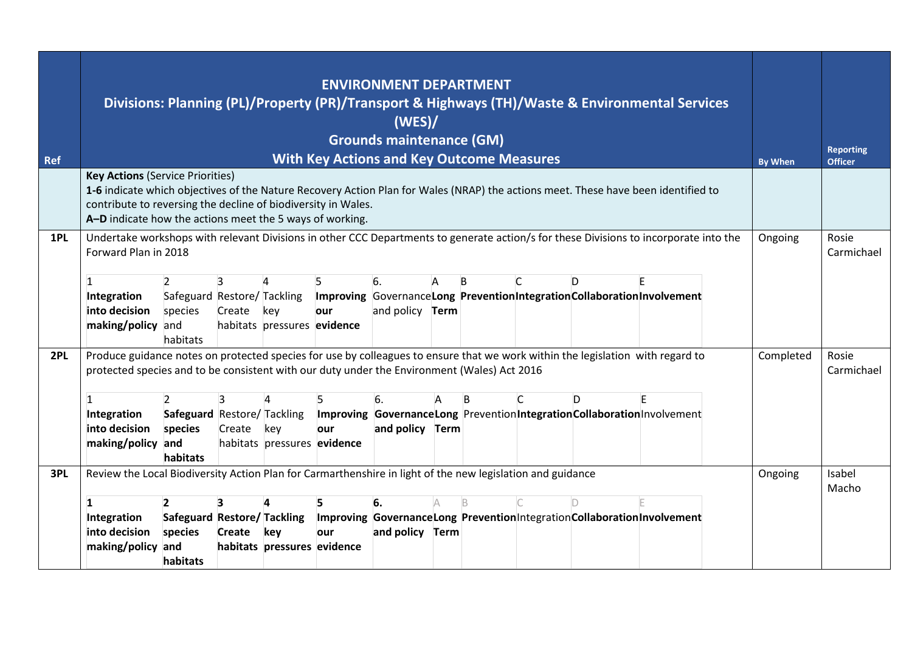| Ref | ENVIRONMENT DEPARTMENT<br>Divisions: Planning (PL)/Property (PR)/Transport & Highways (TH)/Waste & Environmental Services (WES)/<br>Grounds maintenance (GM)<br>With Key Actions and Key Outcome Measures | By When | Reporting Officer |
|---|---|---|---|
| | **Key Actions** (Service Priorities)<br>**1-6** indicate which objectives of the Nature Recovery Action Plan for Wales (NRAP) the actions meet. These have been identified to contribute to reversing the decline of biodiversity in Wales.<br>**A–D** indicate how the actions meet the 5 ways of working. | | |
| **1PL** | Undertake workshops with relevant Divisions in other CCC Departments to generate action/s for these Divisions to incorporate into the Forward Plan in 2018 | Ongoing | Rosie Carmichael |
| **2PL** | Produce guidance notes on protected species for use by colleagues to ensure that we work within the legislation with regard to protected species and to be consistent with our duty under the Environment (Wales) Act 2016 | Completed | Rosie Carmichael |
| **3PL** | Review the Local Biodiversity Action Plan for Carmarthenshire in light of the new legislation and guidance | Ongoing | Isabel Macho |

**1PL**

| 1 | 2 | 3 | 4 | 5 | 6. | A | B | C | D | E |
|---|---|---|---|---|---|---|---|---|---|---|
| **Integration into decision making/policy** | Safeguard species and habitats | Restore/ Create habitats | Tackling key pressures | **Improving our evidence** | Governance and policy | **Long Term** | **Prevention** | **Integration** | **Collaboration** | **Involvement** |

**2PL**

| 1 | 2 | 3 | 4 | 5 | 6. | A | B | C | D | E |
|---|---|---|---|---|---|---|---|---|---|---|
| **Integration into decision making/policy** | **Safeguard species and habitats** | Restore/ Create habitats | Tackling key pressures | **Improving our evidence** | **Governance and policy** | **Long Term** | Prevention | **Integration** | **Collaboration** | Involvement |

**3PL**

| **1** | **2** | **3** | **4** | **5** | **6.** | A | B | C | D | E |
|---|---|---|---|---|---|---|---|---|---|---|
| **Integration into decision making/policy** | **Safeguard species and habitats** | **Restore/ Create habitats** | **Tackling key pressures** | Improving our evidence | **Governance and policy** | **Long Term** | **Prevention** | Integration | **Collaboration** | **Involvement** |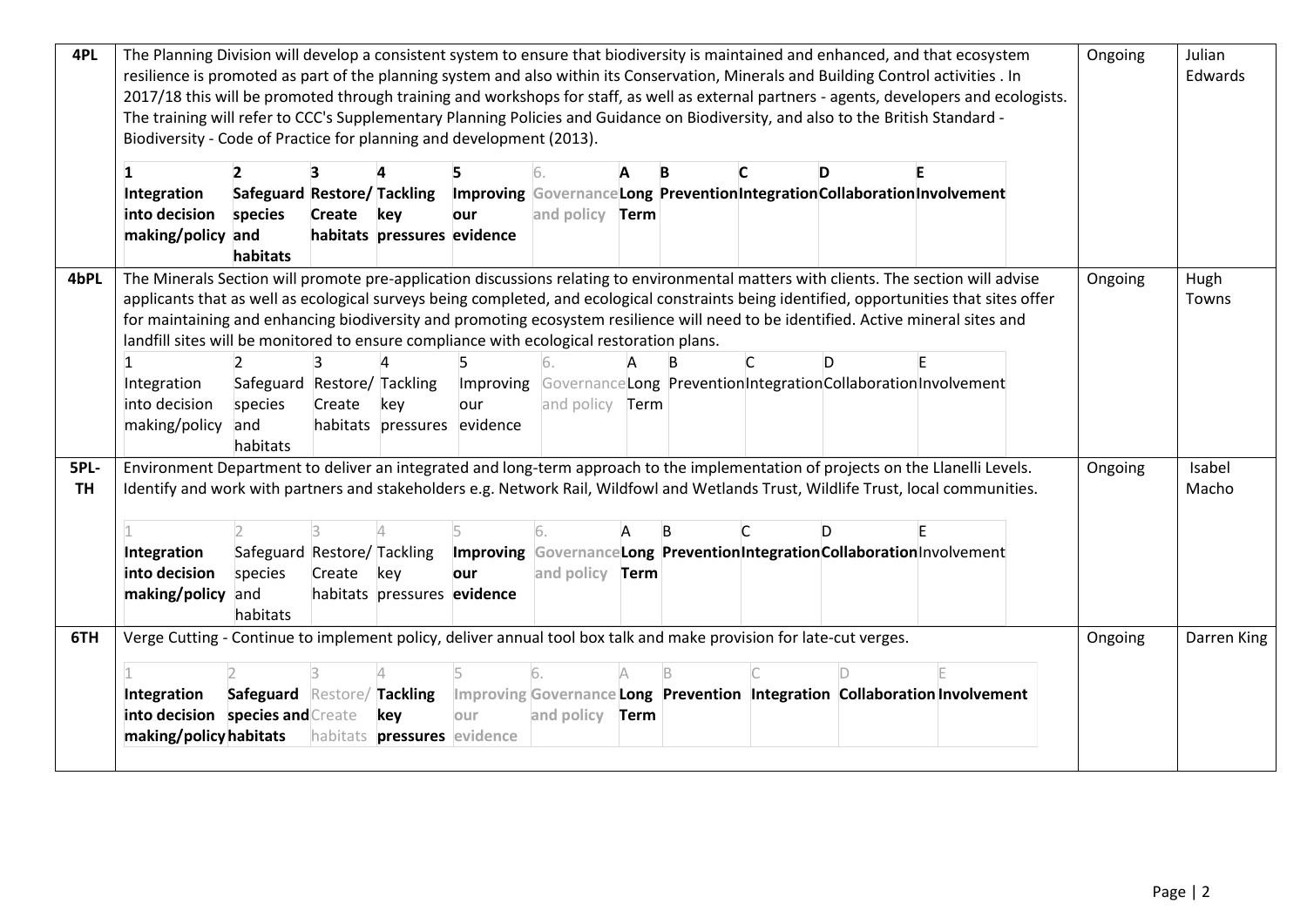| | | | |
|---|---|---|---|
| 4PL | The Planning Division will develop a consistent system to ensure that biodiversity is maintained and enhanced, and that ecosystem resilience is promoted as part of the planning system and also within its Conservation, Minerals and Building Control activities . In 2017/18 this will be promoted through training and workshops for staff, as well as external partners - agents, developers and ecologists. The training will refer to CCC's Supplementary Planning Policies and Guidance on Biodiversity, and also to the British Standard - Biodiversity - Code of Practice for planning and development (2013).<br><br>**1 Integration into decision making/policy** \| **2 Safeguard species and habitats** \| **3 Restore/ Create habitats** \| **4 Tackling key pressures** \| **5 Improving our evidence** \| 6. Governance and policy \| **A Long Term** \| **B Prevention** \| **C Integration** \| **D Collaboration** \| **E Involvement** | Ongoing | Julian Edwards |
| 4bPL | The Minerals Section will promote pre-application discussions relating to environmental matters with clients. The section will advise applicants that as well as ecological surveys being completed, and ecological constraints being identified, opportunities that sites offer for maintaining and enhancing biodiversity and promoting ecosystem resilience will need to be identified. Active mineral sites and landfill sites will be monitored to ensure compliance with ecological restoration plans.<br><br>1 Integration into decision making/policy \| 2 Safeguard species and habitats \| 3 Restore/ Create habitats \| 4 Tackling key pressures \| 5 Improving our evidence \| 6. Governance and policy \| A Long Term \| B Prevention \| C Integration \| D Collaboration \| E Involvement | Ongoing | Hugh Towns |
| 5PL-TH | Environment Department to deliver an integrated and long-term approach to the implementation of projects on the Llanelli Levels. Identify and work with partners and stakeholders e.g. Network Rail, Wildfowl and Wetlands Trust, Wildlife Trust, local communities.<br><br>1 **Integration into decision making/policy** \| 2 Safeguard species and habitats \| 3 Restore/ Create habitats \| 4 Tackling key pressures \| 5 **Improving our evidence** \| 6. **Governance and policy** \| A **Long Term** \| B **Prevention** \| C **Integration** \| D **Collaboration** \| E Involvement | Ongoing | Isabel Macho |
| 6TH | Verge Cutting - Continue to implement policy, deliver annual tool box talk and make provision for late-cut verges.<br><br>1 **Integration into decision making/policy** \| 2 **Safeguard species and habitats** \| 3 Restore/ Create habitats \| 4 **Tackling key pressures** \| 5 Improving our evidence \| 6. **Governance and policy** \| A **Long Term** \| B **Prevention** \| C **Integration** \| D **Collaboration** \| E **Involvement** | Ongoing | Darren King |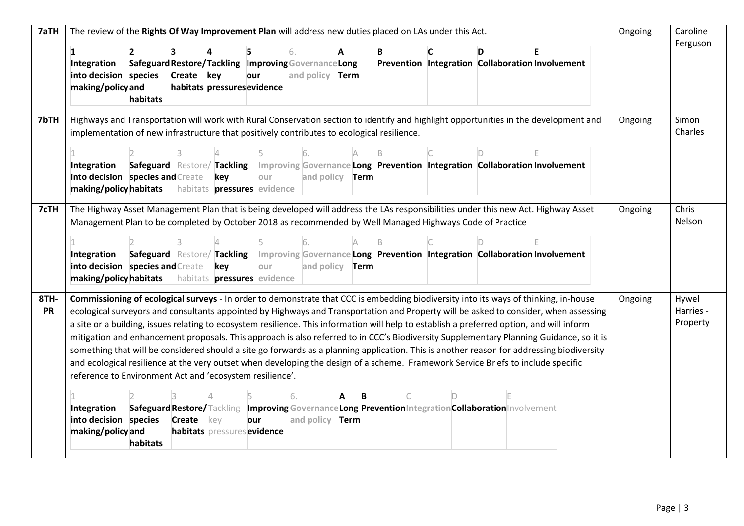| 7aTH | The review of the **Rights Of Way Improvement Plan** will address new duties placed on LAs under this Act.<br><br>**1 Integration into decision making/policy** \| **2 Safeguard species and habitats** \| **3 Restore/Create habitats** \| **4 Tackling key pressures** \| **5 Improving our evidence** \| 6. Governance and policy \| **A Long Term** \| **B Prevention** \| **C Integration** \| **D Collaboration** \| **E Involvement** | Ongoing | Caroline Ferguson |
|---|---|---|---|
| 7bTH | Highways and Transportation will work with Rural Conservation section to identify and highlight opportunities in the development and implementation of new infrastructure that positively contributes to ecological resilience.<br><br>1 **Integration into decision making/policy** \| 2 **Safeguard species and habitats** \| 3 Restore/Create habitats \| 4 **Tackling key pressures** \| 5 Improving our evidence \| 6. **Governance and policy** \| A **Long Term** \| B **Prevention** \| C **Integration** \| D **Collaboration** \| E **Involvement** | Ongoing | Simon Charles |
| 7cTH | The Highway Asset Management Plan that is being developed will address the LAs responsibilities under this new Act. Highway Asset Management Plan to be completed by October 2018 as recommended by Well Managed Highways Code of Practice<br><br>1 **Integration into decision making/policy** \| 2 **Safeguard species and habitats** \| 3 Restore/Create habitats \| 4 **Tackling key pressures** \| 5 Improving our evidence \| 6. **Governance and policy** \| A **Long Term** \| B **Prevention** \| C **Integration** \| D **Collaboration** \| E **Involvement** | Ongoing | Chris Nelson |
| 8TH-PR | **Commissioning of ecological surveys** - In order to demonstrate that CCC is embedding biodiversity into its ways of thinking, in-house ecological surveyors and consultants appointed by Highways and Transportation and Property will be asked to consider, when assessing a site or a building, issues relating to ecosystem resilience. This information will help to establish a preferred option, and will inform mitigation and enhancement proposals. This approach is also referred to in CCC's Biodiversity Supplementary Planning Guidance, so it is something that will be considered should a site go forwards as a planning application. This is another reason for addressing biodiversity and ecological resilience at the very outset when developing the design of a scheme. Framework Service Briefs to include specific reference to Environment Act and 'ecosystem resilience'.<br><br>1 **Integration into decision making/policy** \| 2 **Safeguard species and habitats** \| 3 **Restore/Create habitats** \| 4 Tackling key pressures \| 5 **Improving our evidence** \| 6. Governance and policy \| **A Long Term** \| **B Prevention** \| C Integration \| D **Collaboration** \| E Involvement | Ongoing | Hywel Harries - Property |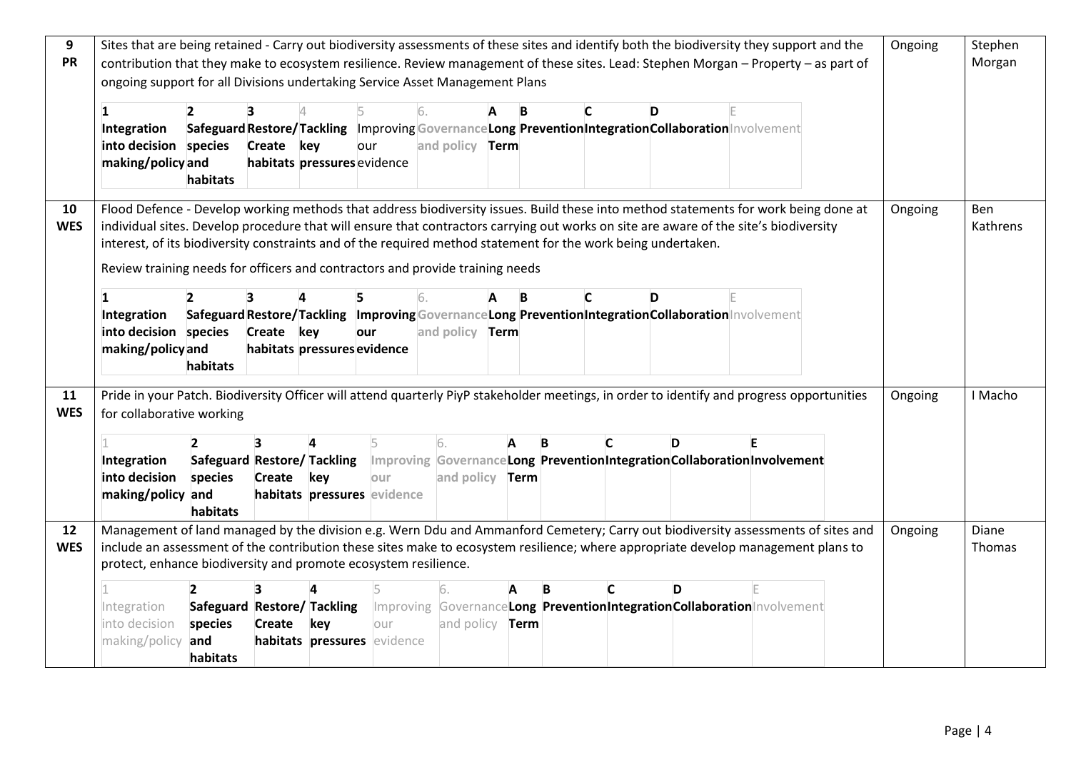| | | | |
|---|---|---|---|
| **9**<br>**PR** | Sites that are being retained - Carry out biodiversity assessments of these sites and identify both the biodiversity they support and the contribution that they make to ecosystem resilience. Review management of these sites. Lead: Stephen Morgan – Property – as part of ongoing support for all Divisions undertaking Service Asset Management Plans<br><br>**1 Integration into decision making/policy** \| **2 Safeguard species and habitats** \| **3 Restore/ Create habitats** \| 4 **Tackling key pressures** \| 5 Improving our evidence \| 6. Governance and policy \| **A Long Term** \| **B Prevention** \| **C Integration** \| **D Collaboration** \| E Involvement | Ongoing | Stephen Morgan |
| **10**<br>**WES** | Flood Defence - Develop working methods that address biodiversity issues. Build these into method statements for work being done at individual sites. Develop procedure that will ensure that contractors carrying out works on site are aware of the site's biodiversity interest, of its biodiversity constraints and of the required method statement for the work being undertaken.<br><br>Review training needs for officers and contractors and provide training needs<br><br>**1 Integration into decision making/policy** \| **2 Safeguard species and habitats** \| **3 Restore/ Create habitats** \| **4 Tackling key pressures** \| **5 Improving our evidence** \| 6. Governance and policy \| **A Long Term** \| **B Prevention** \| **C Integration** \| **D Collaboration** \| E Involvement | Ongoing | Ben Kathrens |
| **11**<br>**WES** | Pride in your Patch. Biodiversity Officer will attend quarterly PiyP stakeholder meetings, in order to identify and progress opportunities for collaborative working<br><br>1 **Integration into decision making/policy** \| **2 Safeguard species and habitats** \| **3 Restore/ Create habitats** \| **4 Tackling key pressures** \| 5 Improving our evidence \| 6. **Governance and policy** \| **A Long Term** \| **B Prevention** \| **C Integration** \| **D Collaboration** \| **E Involvement** | Ongoing | I Macho |
| **12**<br>**WES** | Management of land managed by the division e.g. Wern Ddu and Ammanford Cemetery; Carry out biodiversity assessments of sites and include an assessment of the contribution these sites make to ecosystem resilience; where appropriate develop management plans to protect, enhance biodiversity and promote ecosystem resilience.<br><br>1 Integration into decision making/policy \| **2 Safeguard species and habitats** \| **3 Restore/ Create habitats** \| **4 Tackling key pressures** \| 5 Improving our evidence \| 6. Governance and policy \| **A Long Term** \| **B Prevention** \| **C Integration** \| **D Collaboration** \| E Involvement | Ongoing | Diane Thomas |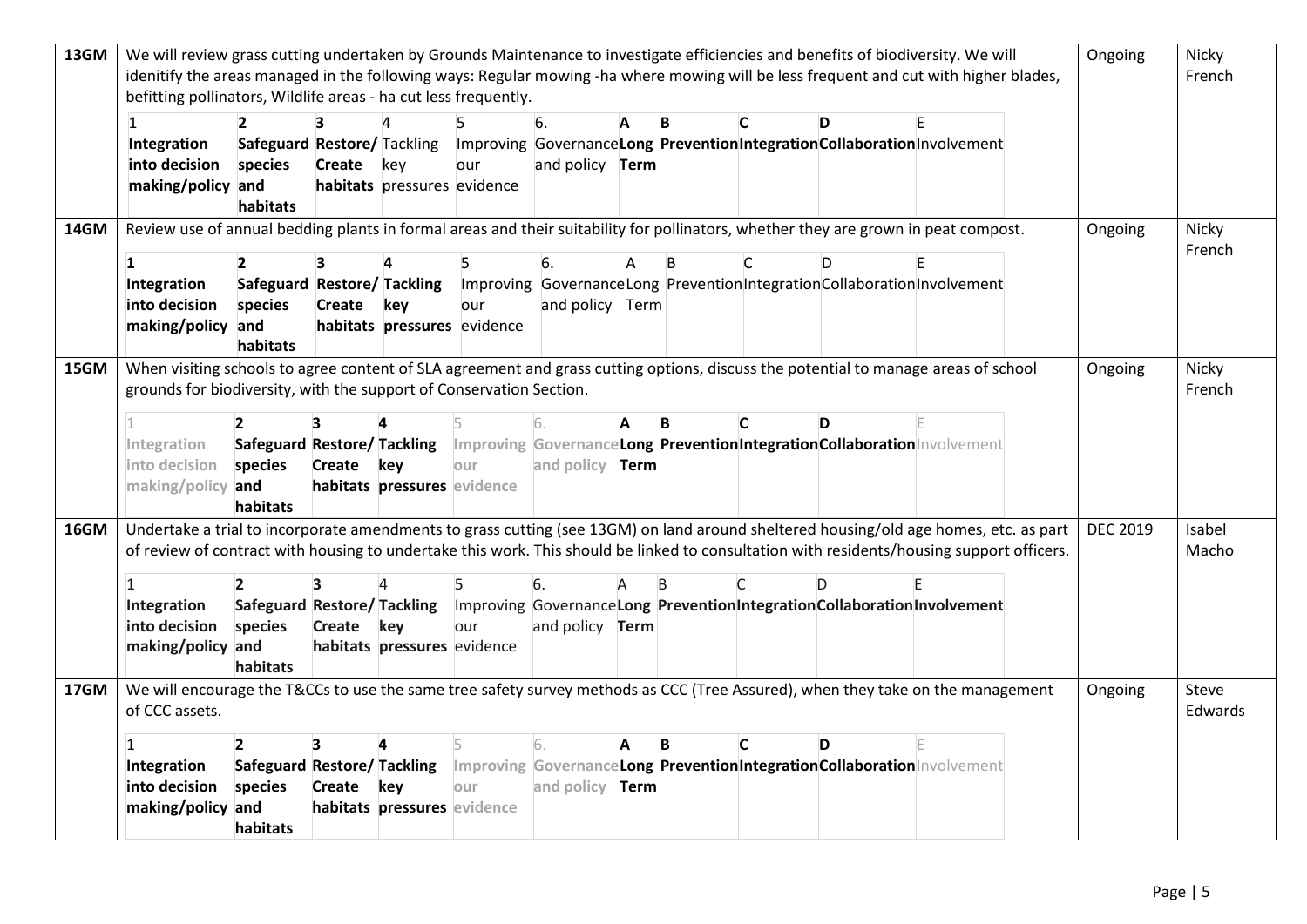| | | | |
|---|---|---|---|
| **13GM** | We will review grass cutting undertaken by Grounds Maintenance to investigate efficiencies and benefits of biodiversity. We will idenitify the areas managed in the following ways: Regular mowing -ha where mowing will be less frequent and cut with higher blades, befitting pollinators, Wildlife areas - ha cut less frequently.<br><br>1 **Integration into decision making/policy** · **2 Safeguard species and habitats** · **3 Restore/ Create habitats** · 4 Tackling key pressures · 5 Improving our evidence · 6. Governance and policy · **A Long Term** · **B Prevention** · **C Integration** · **D Collaboration** · E Involvement | Ongoing | Nicky French |
| **14GM** | Review use of annual bedding plants in formal areas and their suitability for pollinators, whether they are grown in peat compost.<br><br>**1 Integration into decision making/policy** · **2 Safeguard species and habitats** · **3 Restore/ Create habitats** · **4 Tackling key pressures** · 5 Improving our evidence · 6. Governance and policy · A Long Term · B Prevention · C Integration · D Collaboration · E Involvement | Ongoing | Nicky French |
| **15GM** | When visiting schools to agree content of SLA agreement and grass cutting options, discuss the potential to manage areas of school grounds for biodiversity, with the support of Conservation Section.<br><br>1 Integration into decision making/policy · **2 Safeguard species and habitats** · **3 Restore/ Create habitats** · **4 Tackling key pressures** · 5 Improving our evidence · 6. Governance and policy · **A Long Term** · **B Prevention** · **C Integration** · **D Collaboration** · E Involvement | Ongoing | Nicky French |
| **16GM** | Undertake a trial to incorporate amendments to grass cutting (see 13GM) on land around sheltered housing/old age homes, etc. as part of review of contract with housing to undertake this work. This should be linked to consultation with residents/housing support officers.<br><br>1 Integration into decision making/policy · **2 Safeguard species and habitats** · **3 Restore/ Create habitats** · **4 Tackling key pressures** · 5 Improving our evidence · 6. Governance and policy · **A Long Term** · **B Prevention** · **C Integration** · **D Collaboration** · **E Involvement** | DEC 2019 | Isabel Macho |
| **17GM** | We will encourage the T&CCs to use the same tree safety survey methods as CCC (Tree Assured), when they take on the management of CCC assets.<br><br>1 Integration into decision making/policy · **2 Safeguard species and habitats** · **3 Restore/ Create habitats** · **4 Tackling key pressures** · 5 Improving our evidence · 6. Governance and policy · **A Long Term** · **B Prevention** · **C Integration** · **D Collaboration** · E Involvement | Ongoing | Steve Edwards |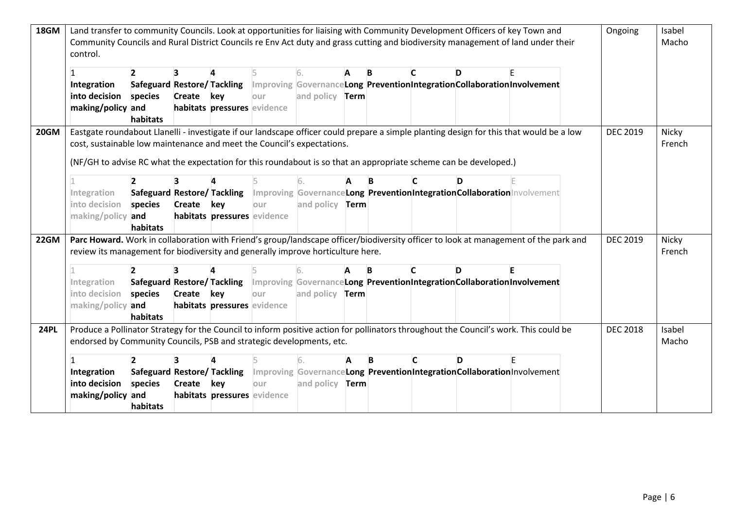| | | | |
|---|---|---|---|
| **18GM** | Land transfer to community Councils. Look at opportunities for liaising with Community Development Officers of key Town and Community Councils and Rural District Councils re Env Act duty and grass cutting and biodiversity management of land under their control.<br><br>1 **Integration into decision making/policy** · 2 **Safeguard species and habitats** · 3 **Restore/ Create habitats** · 4 **Tackling key pressures** · 5 Improving our evidence · 6. Governance and policy · A **Long Term** · B **Prevention** · C **Integration** · D **Collaboration** · E **Involvement** | Ongoing | Isabel Macho |
| **20GM** | Eastgate roundabout Llanelli - investigate if our landscape officer could prepare a simple planting design for this that would be a low cost, sustainable low maintenance and meet the Council's expectations.<br><br>(NF/GH to advise RC what the expectation for this roundabout is so that an appropriate scheme can be developed.)<br><br>1 Integration into decision making/policy · 2 **Safeguard species and habitats** · 3 **Restore/ Create habitats** · 4 **Tackling key pressures** · 5 Improving our evidence · 6. Governance and policy · A **Long Term** · B **Prevention** · C **Integration** · D **Collaboration** · E Involvement | DEC 2019 | Nicky French |
| **22GM** | **Parc Howard.** Work in collaboration with Friend's group/landscape officer/biodiversity officer to look at management of the park and review its management for biodiversity and generally improve horticulture here.<br><br>1 Integration into decision making/policy · 2 **Safeguard species and habitats** · 3 **Restore/ Create habitats** · 4 **Tackling key pressures** · 5 Improving our evidence · 6. Governance and policy · A **Long Term** · B **Prevention** · C **Integration** · D **Collaboration** · E **Involvement** | DEC 2019 | Nicky French |
| **24PL** | Produce a Pollinator Strategy for the Council to inform positive action for pollinators throughout the Council's work. This could be endorsed by Community Councils, PSB and strategic developments, etc.<br><br>1 **Integration into decision making/policy** · 2 **Safeguard species and habitats** · 3 **Restore/ Create habitats** · 4 **Tackling key pressures** · 5 Improving our evidence · 6. Governance and policy · A **Long Term** · B **Prevention** · C **Integration** · D **Collaboration** · E Involvement | DEC 2018 | Isabel Macho |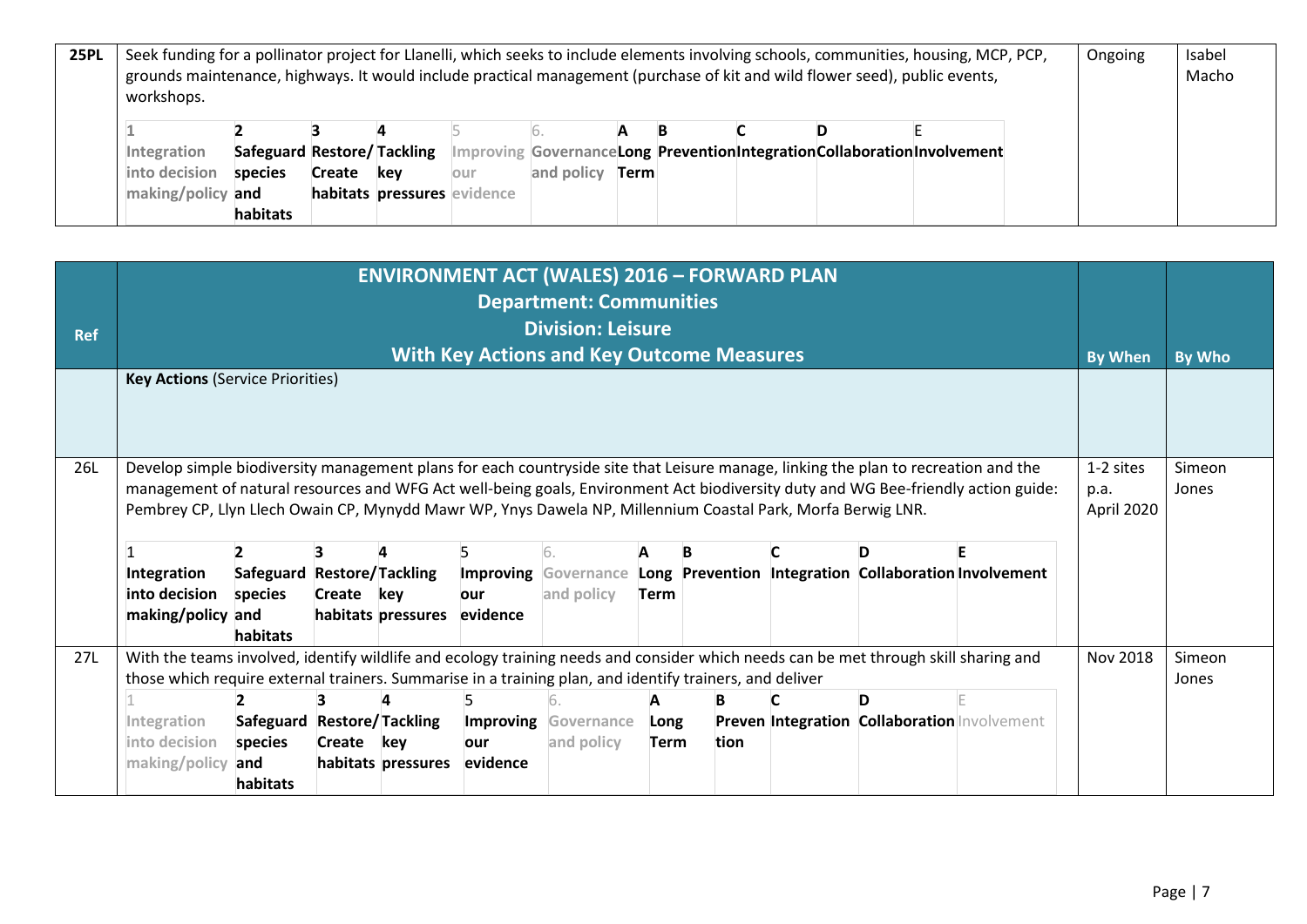| 25PL | Seek funding for a pollinator project for Llanelli, which seeks to include elements involving schools, communities, housing, MCP, PCP, grounds maintenance, highways. It would include practical management (purchase of kit and wild flower seed), public events, workshops. | Ongoing | Isabel Macho |
|---|---|---|---|
| | 1 Integration into decision making/policy · **2 Safeguard species and habitats** · **3 Restore/ Create habitats** · **4 Tackling key pressures** · 5 Improving our evidence · **6. Governance and policy** · **A Long Term** · **B Prevention** · **C Integration** · **D Collaboration** · E **Involvement** | | |

| Ref | ENVIRONMENT ACT (WALES) 2016 – FORWARD PLAN<br>Department: Communities<br>Division: Leisure<br>With Key Actions and Key Outcome Measures | By When | By Who |
|---|---|---|---|
| | **Key Actions** (Service Priorities) | | |
| 26L | Develop simple biodiversity management plans for each countryside site that Leisure manage, linking the plan to recreation and the management of natural resources and WFG Act well-being goals, Environment Act biodiversity duty and WG Bee-friendly action guide: Pembrey CP, Llyn Llech Owain CP, Mynydd Mawr WP, Ynys Dawela NP, Millennium Coastal Park, Morfa Berwig LNR. | 1-2 sites p.a. April 2020 | Simeon Jones |
| | **1 Integration into decision making/policy** · **2 Safeguard species and habitats** · **3 Restore/ Create habitats** · **4 Tackling key pressures** · 5 **Improving our evidence** · 6. Governance and policy · **A Long Term** · **B Prevention** · **C Integration** · **D Collaboration** · **E Involvement** | | |
| 27L | With the teams involved, identify wildlife and ecology training needs and consider which needs can be met through skill sharing and those which require external trainers. Summarise in a training plan, and identify trainers, and deliver | Nov 2018 | Simeon Jones |
| | 1 Integration into decision making/policy · **2 Safeguard species and habitats** · **3 Restore/ Create habitats** · **4 Tackling key pressures** · 5 **Improving our evidence** · 6. Governance and policy · **A Long Term** · **B Prevention** · **C Integration** · **D Collaboration** · E Involvement | | |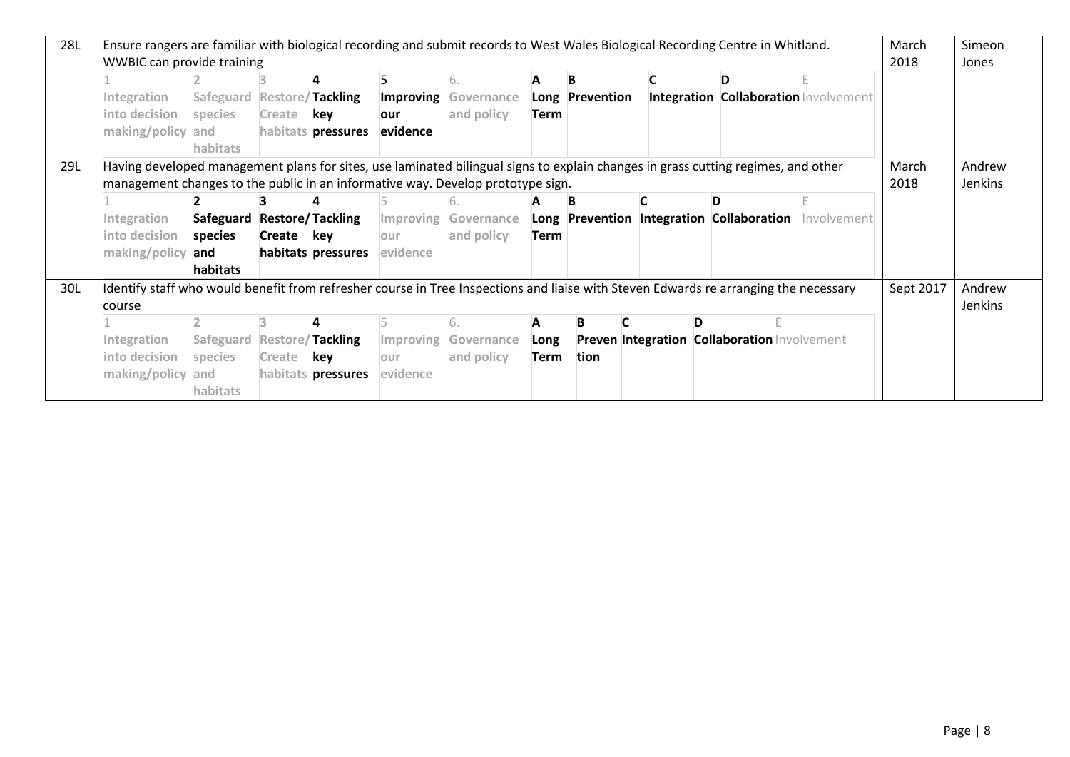| | | | |
|---|---|---|---|
| 28L | Ensure rangers are familiar with biological recording and submit records to West Wales Biological Recording Centre in Whitland. WWBIC can provide training<br>1 Integration into decision making/policy · 2 Safeguard species and habitats · 3 Restore/Create habitats · **4 Tackling key pressures** · **5 Improving our evidence** · 6. Governance and policy · **A Long Term** · **B Prevention** · **C Integration** · **D Collaboration** · E Involvement | March 2018 | Simeon Jones |
| 29L | Having developed management plans for sites, use laminated bilingual signs to explain changes in grass cutting regimes, and other management changes to the public in an informative way. Develop prototype sign.<br>1 Integration into decision making/policy · **2 Safeguard species and habitats** · **3 Restore/Create habitats** · **4 Tackling key pressures** · 5 Improving our evidence · 6. Governance and policy · **A Long Term** · **B Prevention** · **C Integration** · **D Collaboration** · E Involvement | March 2018 | Andrew Jenkins |
| 30L | Identify staff who would benefit from refresher course in Tree Inspections and liaise with Steven Edwards re arranging the necessary course<br>1 Integration into decision making/policy · 2 Safeguard species and habitats · 3 Restore/Create habitats · **4 Tackling key pressures** · 5 Improving our evidence · 6. Governance and policy · **A Long Term** · **B Prevention** · **C Integration** · **D Collaboration** · E Involvement | Sept 2017 | Andrew Jenkins |